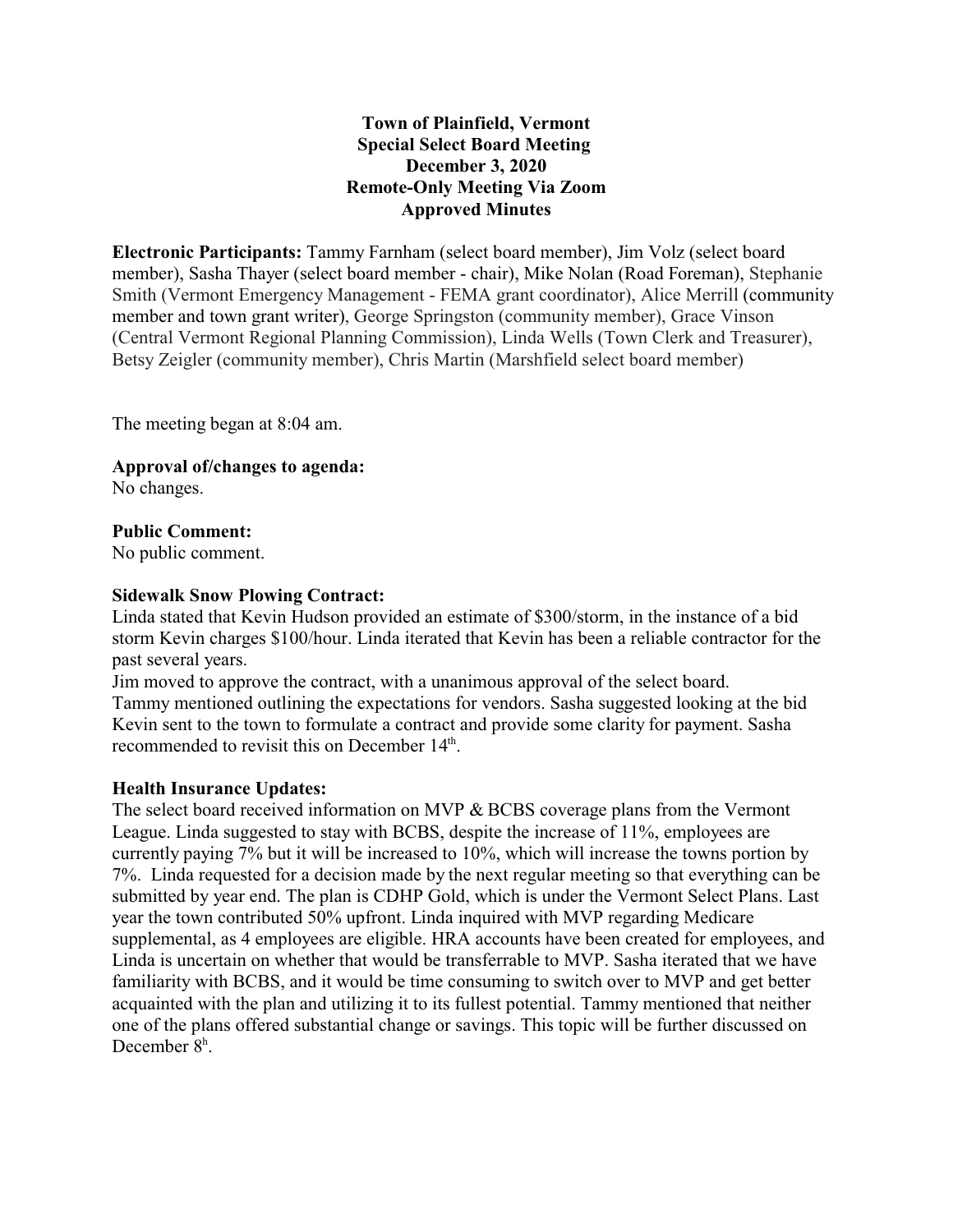**Town of Plainfield, Vermont**
**Special Select Board Meeting**
**December 3, 2020**
**Remote-Only Meeting Via Zoom**
**Approved Minutes**

**Electronic Participants:** Tammy Farnham (select board member), Jim Volz (select board member), Sasha Thayer (select board member - chair), Mike Nolan (Road Foreman), Stephanie Smith (Vermont Emergency Management - FEMA grant coordinator), Alice Merrill (community member and town grant writer), George Springston (community member), Grace Vinson (Central Vermont Regional Planning Commission), Linda Wells (Town Clerk and Treasurer), Betsy Zeigler (community member), Chris Martin (Marshfield select board member)

The meeting began at 8:04 am.

**Approval of/changes to agenda:**
No changes.

**Public Comment:**
No public comment.

**Sidewalk Snow Plowing Contract:**
Linda stated that Kevin Hudson provided an estimate of $300/storm, in the instance of a bid storm Kevin charges $100/hour. Linda iterated that Kevin has been a reliable contractor for the past several years.
Jim moved to approve the contract, with a unanimous approval of the select board.
Tammy mentioned outlining the expectations for vendors. Sasha suggested looking at the bid Kevin sent to the town to formulate a contract and provide some clarity for payment. Sasha recommended to revisit this on December 14th.

**Health Insurance Updates:**
The select board received information on MVP & BCBS coverage plans from the Vermont League. Linda suggested to stay with BCBS, despite the increase of 11%, employees are currently paying 7% but it will be increased to 10%, which will increase the towns portion by 7%. Linda requested for a decision made by the next regular meeting so that everything can be submitted by year end. The plan is CDHP Gold, which is under the Vermont Select Plans. Last year the town contributed 50% upfront. Linda inquired with MVP regarding Medicare supplemental, as 4 employees are eligible. HRA accounts have been created for employees, and Linda is uncertain on whether that would be transferrable to MVP. Sasha iterated that we have familiarity with BCBS, and it would be time consuming to switch over to MVP and get better acquainted with the plan and utilizing it to its fullest potential. Tammy mentioned that neither one of the plans offered substantial change or savings. This topic will be further discussed on December 8h.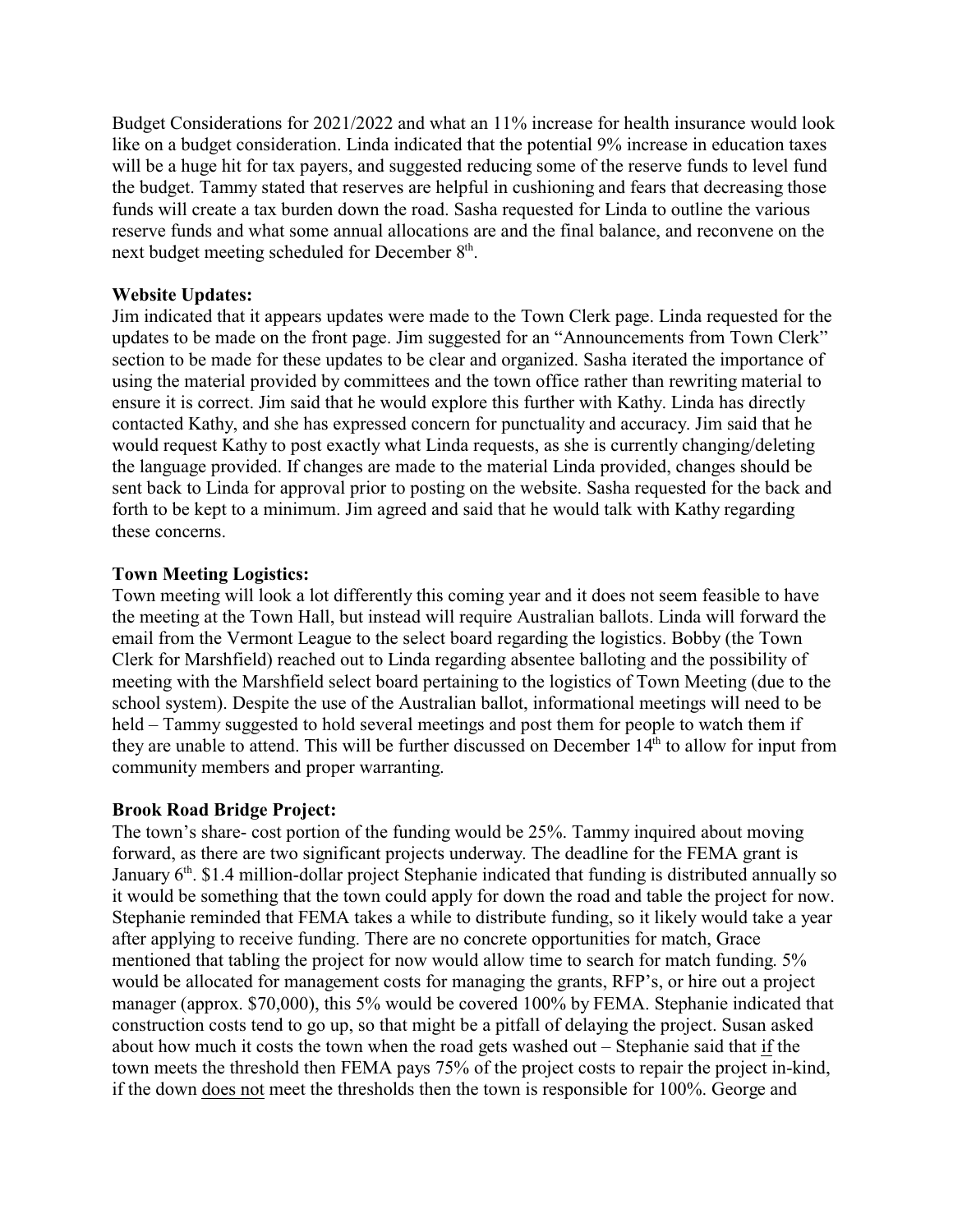Budget Considerations for 2021/2022 and what an 11% increase for health insurance would look like on a budget consideration. Linda indicated that the potential 9% increase in education taxes will be a huge hit for tax payers, and suggested reducing some of the reserve funds to level fund the budget. Tammy stated that reserves are helpful in cushioning and fears that decreasing those funds will create a tax burden down the road. Sasha requested for Linda to outline the various reserve funds and what some annual allocations are and the final balance, and reconvene on the next budget meeting scheduled for December 8th.

**Website Updates:**
Jim indicated that it appears updates were made to the Town Clerk page. Linda requested for the updates to be made on the front page. Jim suggested for an "Announcements from Town Clerk" section to be made for these updates to be clear and organized. Sasha iterated the importance of using the material provided by committees and the town office rather than rewriting material to ensure it is correct. Jim said that he would explore this further with Kathy. Linda has directly contacted Kathy, and she has expressed concern for punctuality and accuracy. Jim said that he would request Kathy to post exactly what Linda requests, as she is currently changing/deleting the language provided. If changes are made to the material Linda provided, changes should be sent back to Linda for approval prior to posting on the website. Sasha requested for the back and forth to be kept to a minimum. Jim agreed and said that he would talk with Kathy regarding these concerns.

**Town Meeting Logistics:**
Town meeting will look a lot differently this coming year and it does not seem feasible to have the meeting at the Town Hall, but instead will require Australian ballots. Linda will forward the email from the Vermont League to the select board regarding the logistics. Bobby (the Town Clerk for Marshfield) reached out to Linda regarding absentee balloting and the possibility of meeting with the Marshfield select board pertaining to the logistics of Town Meeting (due to the school system). Despite the use of the Australian ballot, informational meetings will need to be held – Tammy suggested to hold several meetings and post them for people to watch them if they are unable to attend. This will be further discussed on December 14th to allow for input from community members and proper warranting.

**Brook Road Bridge Project:**
The town's share- cost portion of the funding would be 25%. Tammy inquired about moving forward, as there are two significant projects underway. The deadline for the FEMA grant is January 6th. $1.4 million-dollar project Stephanie indicated that funding is distributed annually so it would be something that the town could apply for down the road and table the project for now. Stephanie reminded that FEMA takes a while to distribute funding, so it likely would take a year after applying to receive funding. There are no concrete opportunities for match, Grace mentioned that tabling the project for now would allow time to search for match funding. 5% would be allocated for management costs for managing the grants, RFP's, or hire out a project manager (approx. $70,000), this 5% would be covered 100% by FEMA. Stephanie indicated that construction costs tend to go up, so that might be a pitfall of delaying the project. Susan asked about how much it costs the town when the road gets washed out – Stephanie said that <u>if</u> the town meets the threshold then FEMA pays 75% of the project costs to repair the project in-kind, if the down <u>does not</u> meet the thresholds then the town is responsible for 100%. George and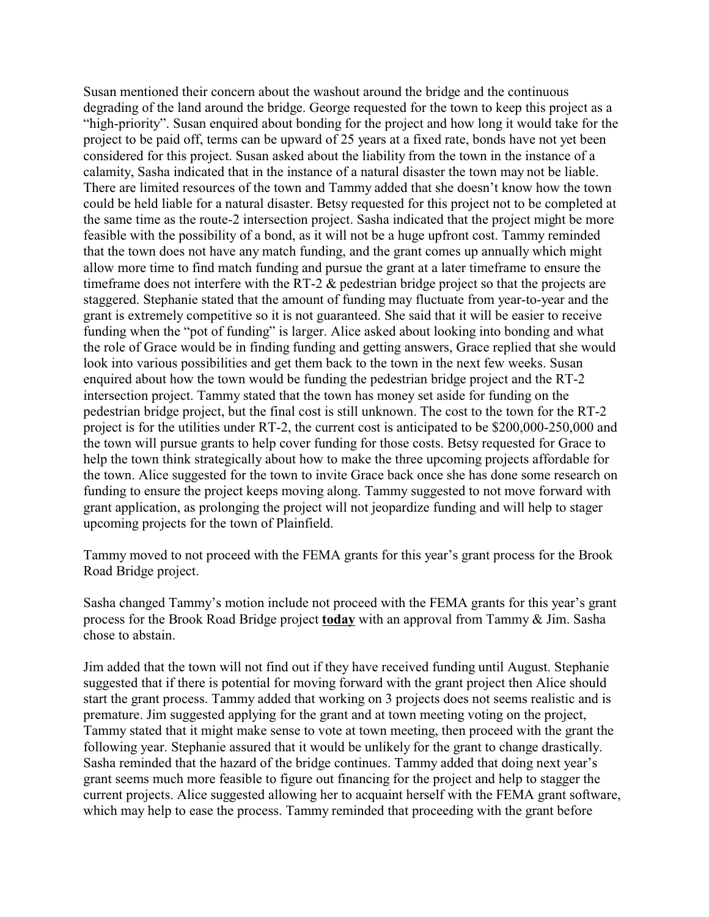Susan mentioned their concern about the washout around the bridge and the continuous degrading of the land around the bridge. George requested for the town to keep this project as a "high-priority". Susan enquired about bonding for the project and how long it would take for the project to be paid off, terms can be upward of 25 years at a fixed rate, bonds have not yet been considered for this project. Susan asked about the liability from the town in the instance of a calamity, Sasha indicated that in the instance of a natural disaster the town may not be liable. There are limited resources of the town and Tammy added that she doesn't know how the town could be held liable for a natural disaster. Betsy requested for this project not to be completed at the same time as the route-2 intersection project. Sasha indicated that the project might be more feasible with the possibility of a bond, as it will not be a huge upfront cost. Tammy reminded that the town does not have any match funding, and the grant comes up annually which might allow more time to find match funding and pursue the grant at a later timeframe to ensure the timeframe does not interfere with the RT-2 & pedestrian bridge project so that the projects are staggered. Stephanie stated that the amount of funding may fluctuate from year-to-year and the grant is extremely competitive so it is not guaranteed. She said that it will be easier to receive funding when the "pot of funding" is larger. Alice asked about looking into bonding and what the role of Grace would be in finding funding and getting answers, Grace replied that she would look into various possibilities and get them back to the town in the next few weeks. Susan enquired about how the town would be funding the pedestrian bridge project and the RT-2 intersection project. Tammy stated that the town has money set aside for funding on the pedestrian bridge project, but the final cost is still unknown. The cost to the town for the RT-2 project is for the utilities under RT-2, the current cost is anticipated to be $200,000-250,000 and the town will pursue grants to help cover funding for those costs. Betsy requested for Grace to help the town think strategically about how to make the three upcoming projects affordable for the town. Alice suggested for the town to invite Grace back once she has done some research on funding to ensure the project keeps moving along. Tammy suggested to not move forward with grant application, as prolonging the project will not jeopardize funding and will help to stager upcoming projects for the town of Plainfield.

Tammy moved to not proceed with the FEMA grants for this year's grant process for the Brook Road Bridge project.

Sasha changed Tammy's motion include not proceed with the FEMA grants for this year's grant process for the Brook Road Bridge project <u>**today**</u> with an approval from Tammy & Jim. Sasha chose to abstain.

Jim added that the town will not find out if they have received funding until August. Stephanie suggested that if there is potential for moving forward with the grant project then Alice should start the grant process. Tammy added that working on 3 projects does not seems realistic and is premature. Jim suggested applying for the grant and at town meeting voting on the project, Tammy stated that it might make sense to vote at town meeting, then proceed with the grant the following year. Stephanie assured that it would be unlikely for the grant to change drastically. Sasha reminded that the hazard of the bridge continues. Tammy added that doing next year's grant seems much more feasible to figure out financing for the project and help to stagger the current projects. Alice suggested allowing her to acquaint herself with the FEMA grant software, which may help to ease the process. Tammy reminded that proceeding with the grant before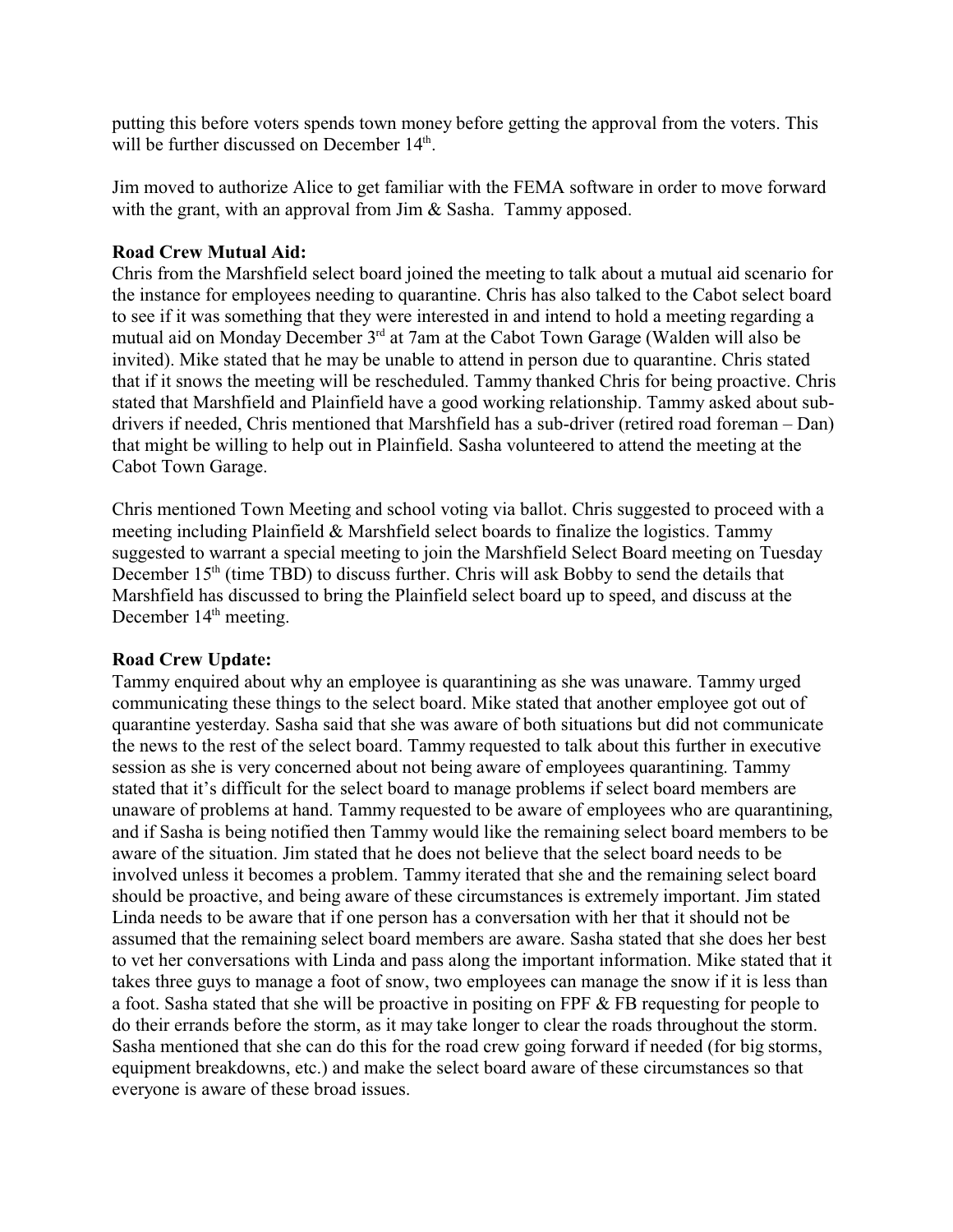putting this before voters spends town money before getting the approval from the voters. This will be further discussed on December 14th.

Jim moved to authorize Alice to get familiar with the FEMA software in order to move forward with the grant, with an approval from Jim & Sasha. Tammy apposed.

**Road Crew Mutual Aid:**
Chris from the Marshfield select board joined the meeting to talk about a mutual aid scenario for the instance for employees needing to quarantine. Chris has also talked to the Cabot select board to see if it was something that they were interested in and intend to hold a meeting regarding a mutual aid on Monday December 3rd at 7am at the Cabot Town Garage (Walden will also be invited). Mike stated that he may be unable to attend in person due to quarantine. Chris stated that if it snows the meeting will be rescheduled. Tammy thanked Chris for being proactive. Chris stated that Marshfield and Plainfield have a good working relationship. Tammy asked about sub-drivers if needed, Chris mentioned that Marshfield has a sub-driver (retired road foreman – Dan) that might be willing to help out in Plainfield. Sasha volunteered to attend the meeting at the Cabot Town Garage.

Chris mentioned Town Meeting and school voting via ballot. Chris suggested to proceed with a meeting including Plainfield & Marshfield select boards to finalize the logistics. Tammy suggested to warrant a special meeting to join the Marshfield Select Board meeting on Tuesday December 15th (time TBD) to discuss further. Chris will ask Bobby to send the details that Marshfield has discussed to bring the Plainfield select board up to speed, and discuss at the December 14th meeting.

**Road Crew Update:**
Tammy enquired about why an employee is quarantining as she was unaware. Tammy urged communicating these things to the select board. Mike stated that another employee got out of quarantine yesterday. Sasha said that she was aware of both situations but did not communicate the news to the rest of the select board. Tammy requested to talk about this further in executive session as she is very concerned about not being aware of employees quarantining. Tammy stated that it's difficult for the select board to manage problems if select board members are unaware of problems at hand. Tammy requested to be aware of employees who are quarantining, and if Sasha is being notified then Tammy would like the remaining select board members to be aware of the situation. Jim stated that he does not believe that the select board needs to be involved unless it becomes a problem. Tammy iterated that she and the remaining select board should be proactive, and being aware of these circumstances is extremely important. Jim stated Linda needs to be aware that if one person has a conversation with her that it should not be assumed that the remaining select board members are aware. Sasha stated that she does her best to vet her conversations with Linda and pass along the important information. Mike stated that it takes three guys to manage a foot of snow, two employees can manage the snow if it is less than a foot. Sasha stated that she will be proactive in positing on FPF & FB requesting for people to do their errands before the storm, as it may take longer to clear the roads throughout the storm. Sasha mentioned that she can do this for the road crew going forward if needed (for big storms, equipment breakdowns, etc.) and make the select board aware of these circumstances so that everyone is aware of these broad issues.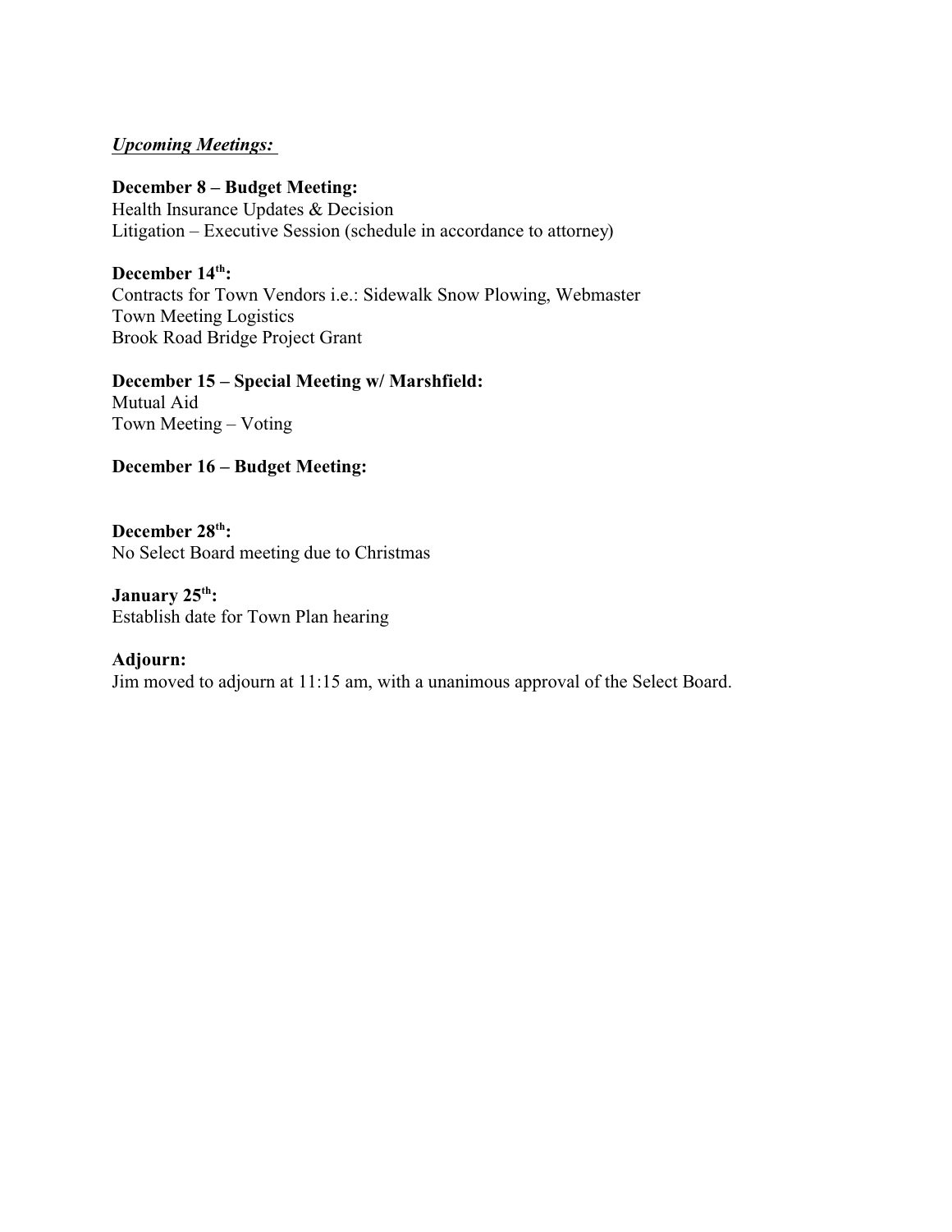***Upcoming Meetings:***

**December 8 – Budget Meeting:**
Health Insurance Updates & Decision
Litigation – Executive Session (schedule in accordance to attorney)

**December 14th:**
Contracts for Town Vendors i.e.: Sidewalk Snow Plowing, Webmaster
Town Meeting Logistics
Brook Road Bridge Project Grant

**December 15 – Special Meeting w/ Marshfield:**
Mutual Aid
Town Meeting – Voting

**December 16 – Budget Meeting:**

**December 28th:**
No Select Board meeting due to Christmas

**January 25th:**
Establish date for Town Plan hearing

**Adjourn:**
Jim moved to adjourn at 11:15 am, with a unanimous approval of the Select Board.